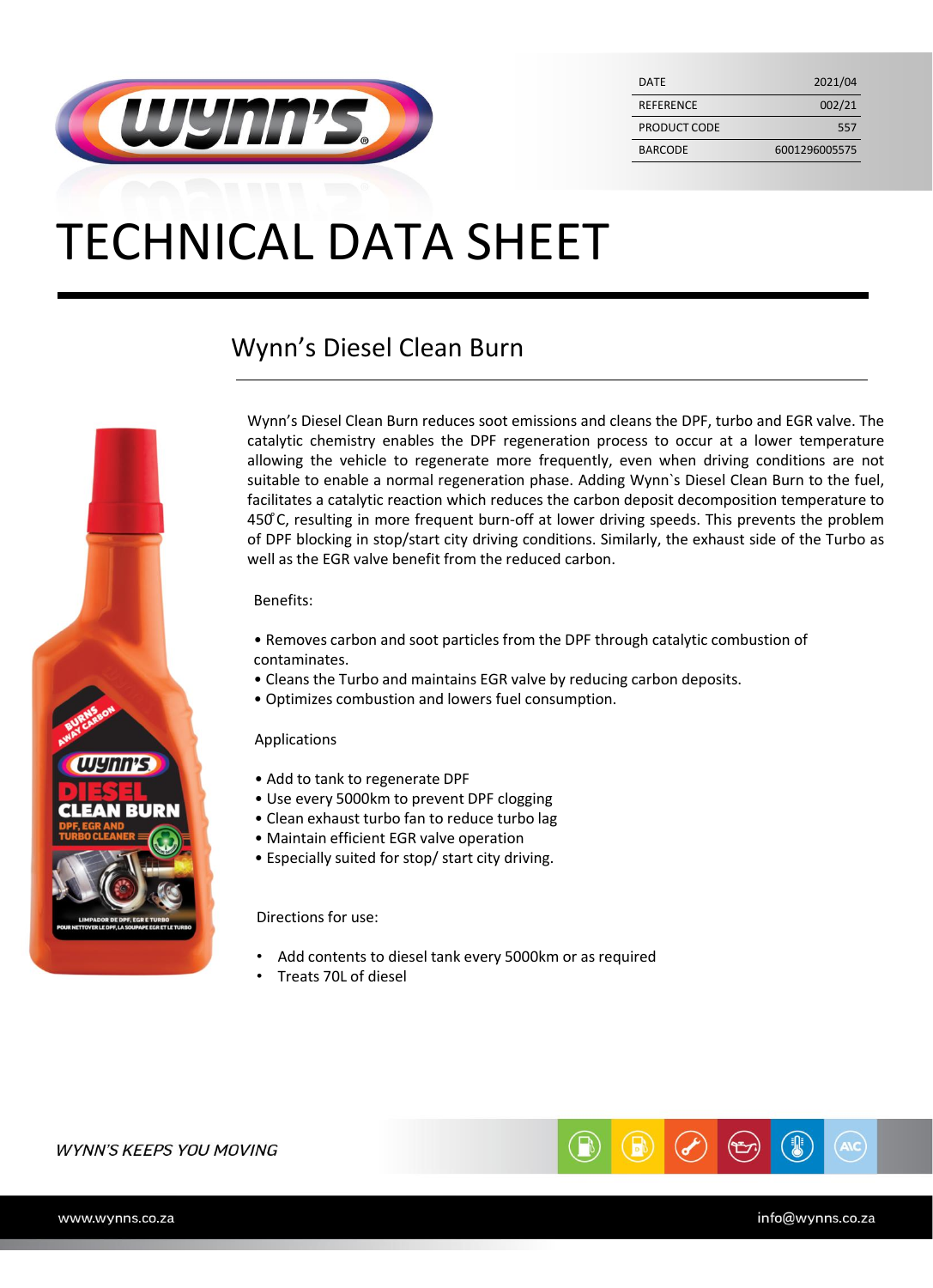| DATE | 2021/04 |
|---|---|
| REFERENCE | 002/21 |
| PRODUCT CODE | 557 |
| BARCODE | 6001296005575 |

# TECHNICAL DATA SHEET

## Wynn’s Diesel Clean Burn

Wynn’s Diesel Clean Burn reduces soot emissions and cleans the DPF, turbo and EGR valve. The catalytic chemistry enables the DPF regeneration process to occur at a lower temperature allowing the vehicle to regenerate more frequently, even when driving conditions are not suitable to enable a normal regeneration phase. Adding Wynn`s Diesel Clean Burn to the fuel, facilitates a catalytic reaction which reduces the carbon deposit decomposition temperature to 450̊C, resulting in more frequent burn-off at lower driving speeds. This prevents the problem of DPF blocking in stop/start city driving conditions. Similarly, the exhaust side of the Turbo as well as the EGR valve benefit from the reduced carbon.

Benefits:

- Removes carbon and soot particles from the DPF through catalytic combustion of contaminates.
- Cleans the Turbo and maintains EGR valve by reducing carbon deposits.
- Optimizes combustion and lowers fuel consumption.

Applications

- Add to tank to regenerate DPF
- Use every 5000km to prevent DPF clogging
- Clean exhaust turbo fan to reduce turbo lag
- Maintain efficient EGR valve operation
- Especially suited for stop/ start city driving.

Directions for use:

- Add contents to diesel tank every 5000km or as required
- Treats 70L of diesel

*WYNN'S KEEPS YOU MOVING*

www.wynns.co.za info@wynns.co.za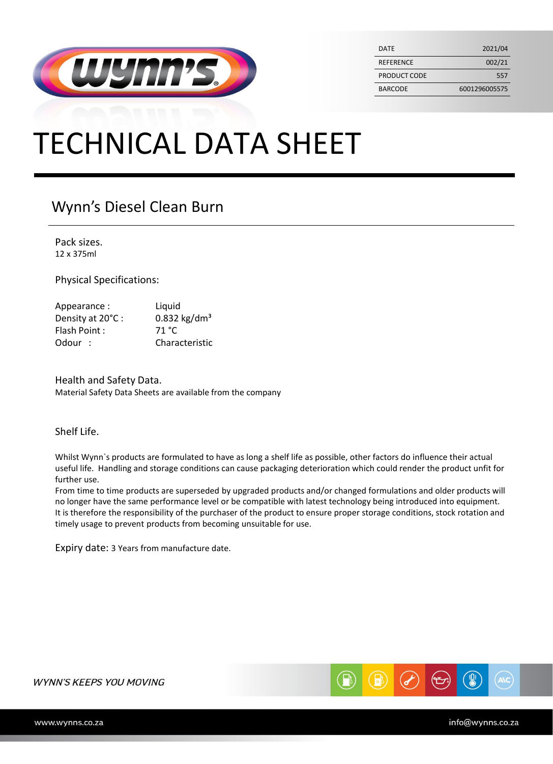| | |
|---|---|
| DATE | 2021/04 |
| REFERENCE | 002/21 |
| PRODUCT CODE | 557 |
| BARCODE | 6001296005575 |

# TECHNICAL DATA SHEET

## Wynn's Diesel Clean Burn

Pack sizes.
12 x 375ml

Physical Specifications:

| | |
|---|---|
| Appearance : | Liquid |
| Density at 20°C : | 0.832 kg/dm³ |
| Flash Point : | 71 °C |
| Odour : | Characteristic |

Health and Safety Data.
Material Safety Data Sheets are available from the company

Shelf Life.

Whilst Wynn`s products are formulated to have as long a shelf life as possible, other factors do influence their actual useful life. Handling and storage conditions can cause packaging deterioration which could render the product unfit for further use.
From time to time products are superseded by upgraded products and/or changed formulations and older products will no longer have the same performance level or be compatible with latest technology being introduced into equipment.
It is therefore the responsibility of the purchaser of the product to ensure proper storage conditions, stock rotation and timely usage to prevent products from becoming unsuitable for use.

Expiry date: 3 Years from manufacture date.

*WYNN'S KEEPS YOU MOVING*

www.wynns.co.za

info@wynns.co.za